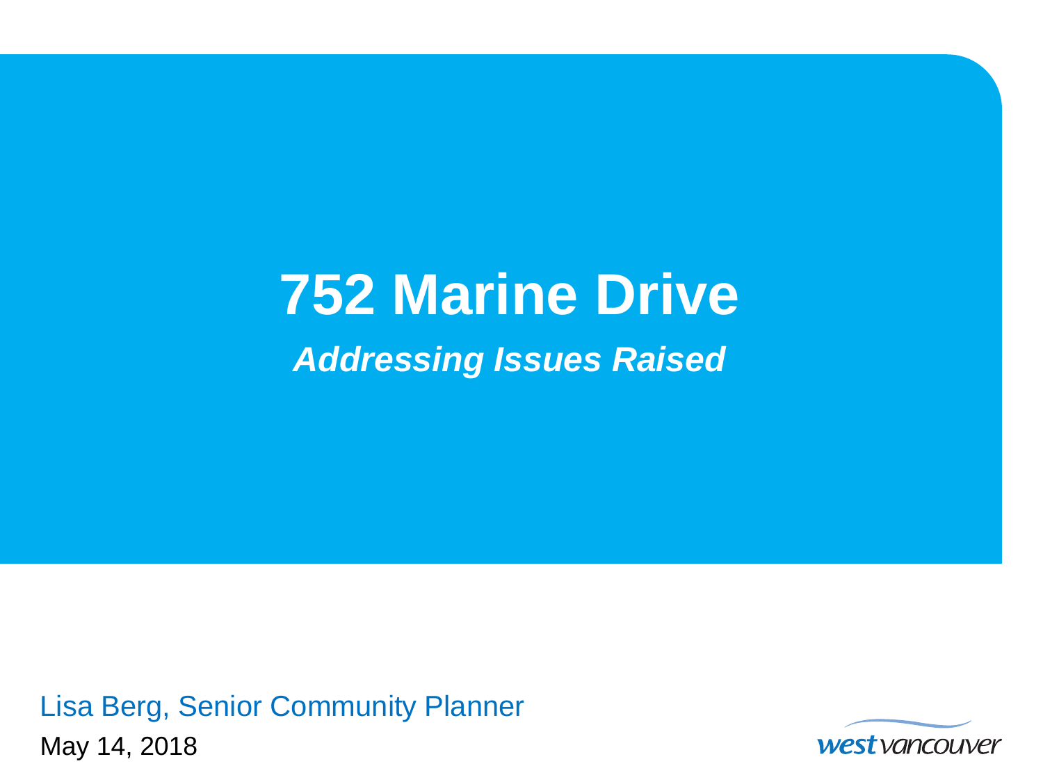# 752 Marine Drive

***Addressing Issues Raised***

Lisa Berg, Senior Community Planner

May 14, 2018

west vancouver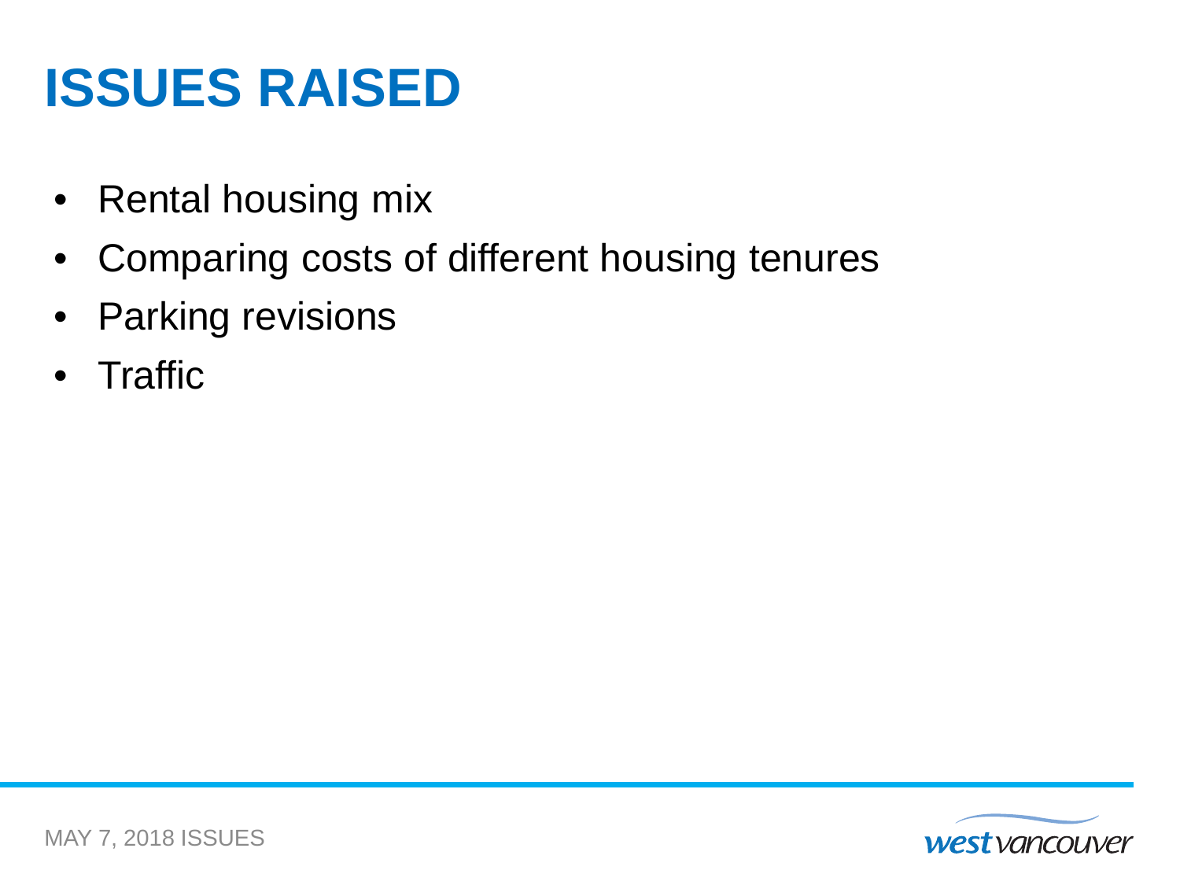# ISSUES RAISED

- Rental housing mix
- Comparing costs of different housing tenures
- Parking revisions
- Traffic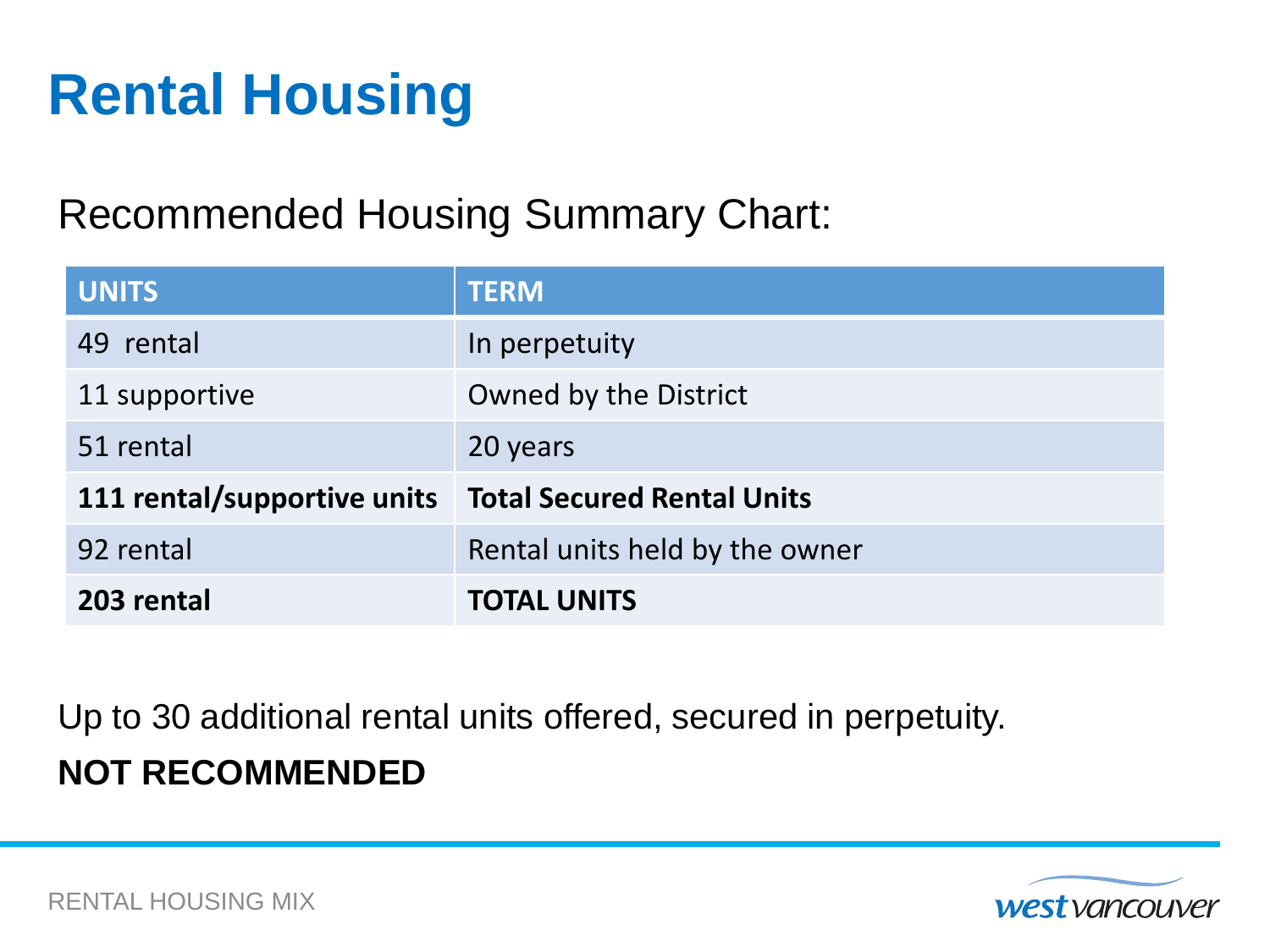# Rental Housing

Recommended Housing Summary Chart:

| UNITS | TERM |
|---|---|
| 49 rental | In perpetuity |
| 11 supportive | Owned by the District |
| 51 rental | 20 years |
| **111 rental/supportive units** | **Total Secured Rental Units** |
| 92 rental | Rental units held by the owner |
| **203 rental** | **TOTAL UNITS** |

Up to 30 additional rental units offered, secured in perpetuity.

**NOT RECOMMENDED**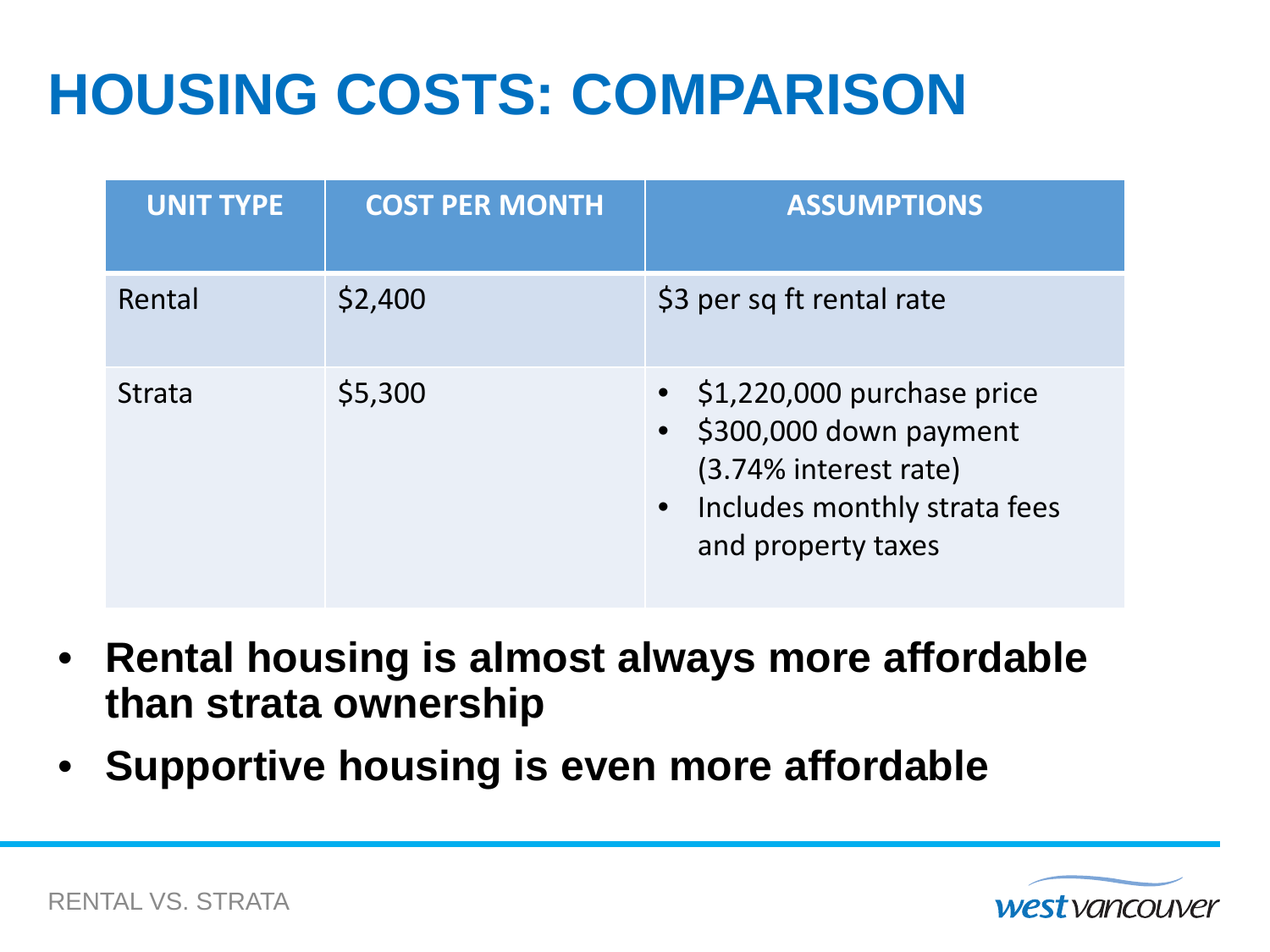# HOUSING COSTS: COMPARISON

| UNIT TYPE | COST PER MONTH | ASSUMPTIONS |
| --- | --- | --- |
| Rental | $2,400 | $3 per sq ft rental rate |
| Strata | $5,300 | • $1,220,000 purchase price<br>• $300,000 down payment (3.74% interest rate)<br>• Includes monthly strata fees and property taxes |

- **Rental housing is almost always more affordable than strata ownership**
- **Supportive housing is even more affordable**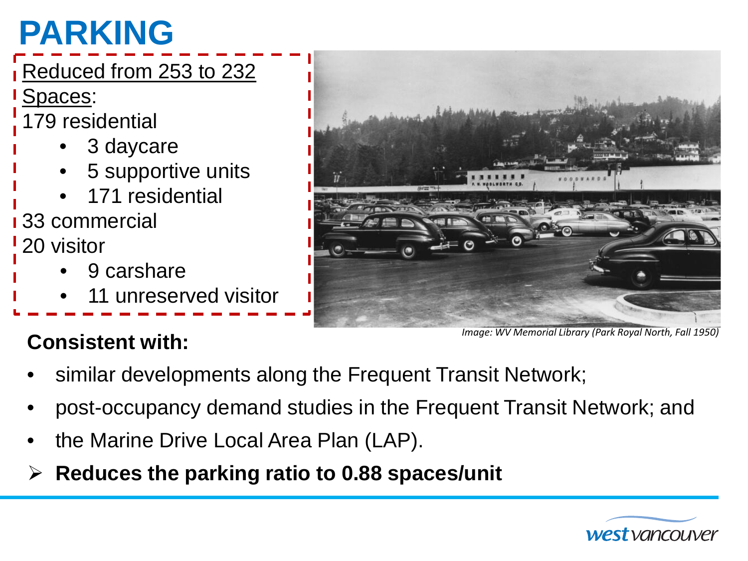# PARKING

Reduced from 253 to 232 Spaces:

179 residential

- 3 daycare
- 5 supportive units
- 171 residential

33 commercial

20 visitor

- 9 carshare
- 11 unreserved visitor

*Image: WV Memorial Library (Park Royal North, Fall 1950)*

**Consistent with:**

- similar developments along the Frequent Transit Network;
- post-occupancy demand studies in the Frequent Transit Network; and
- the Marine Drive Local Area Plan (LAP).

➢ **Reduces the parking ratio to 0.88 spaces/unit**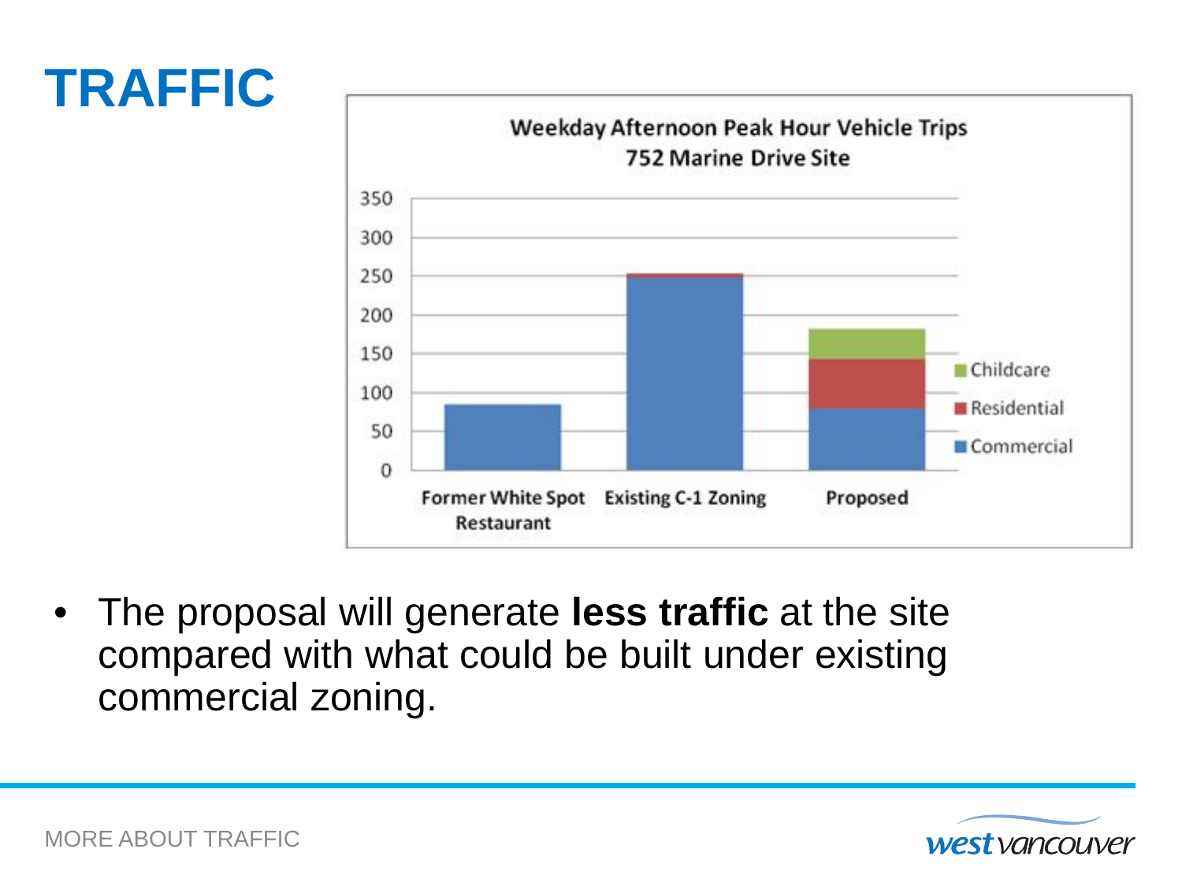# TRAFFIC

**Weekday Afternoon Peak Hour Vehicle Trips**
**752 Marine Drive Site**

| | Former White Spot Restaurant | Existing C-1 Zoning | Proposed |
|---|---|---|---|
| Commercial | ~85 | ~250 | ~80 |
| Residential | | ~3 | ~63 |
| Childcare | | | ~39 |

- The proposal will generate **less traffic** at the site compared with what could be built under existing commercial zoning.

MORE ABOUT TRAFFIC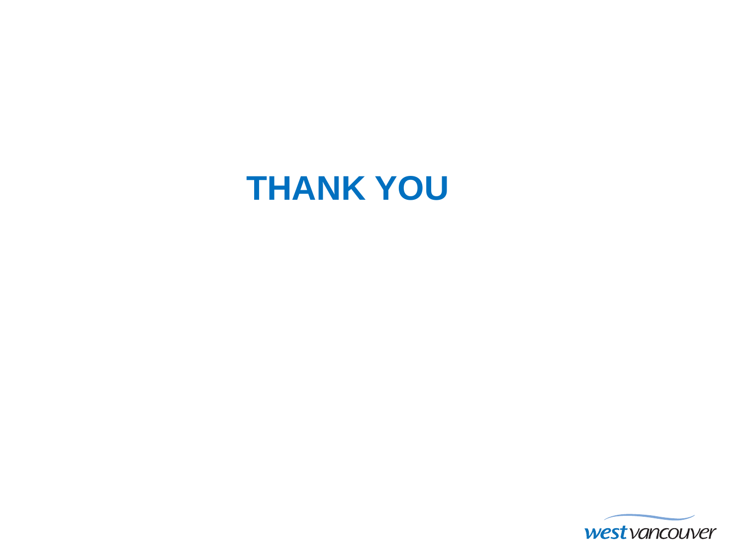# THANK YOU

westvancouver